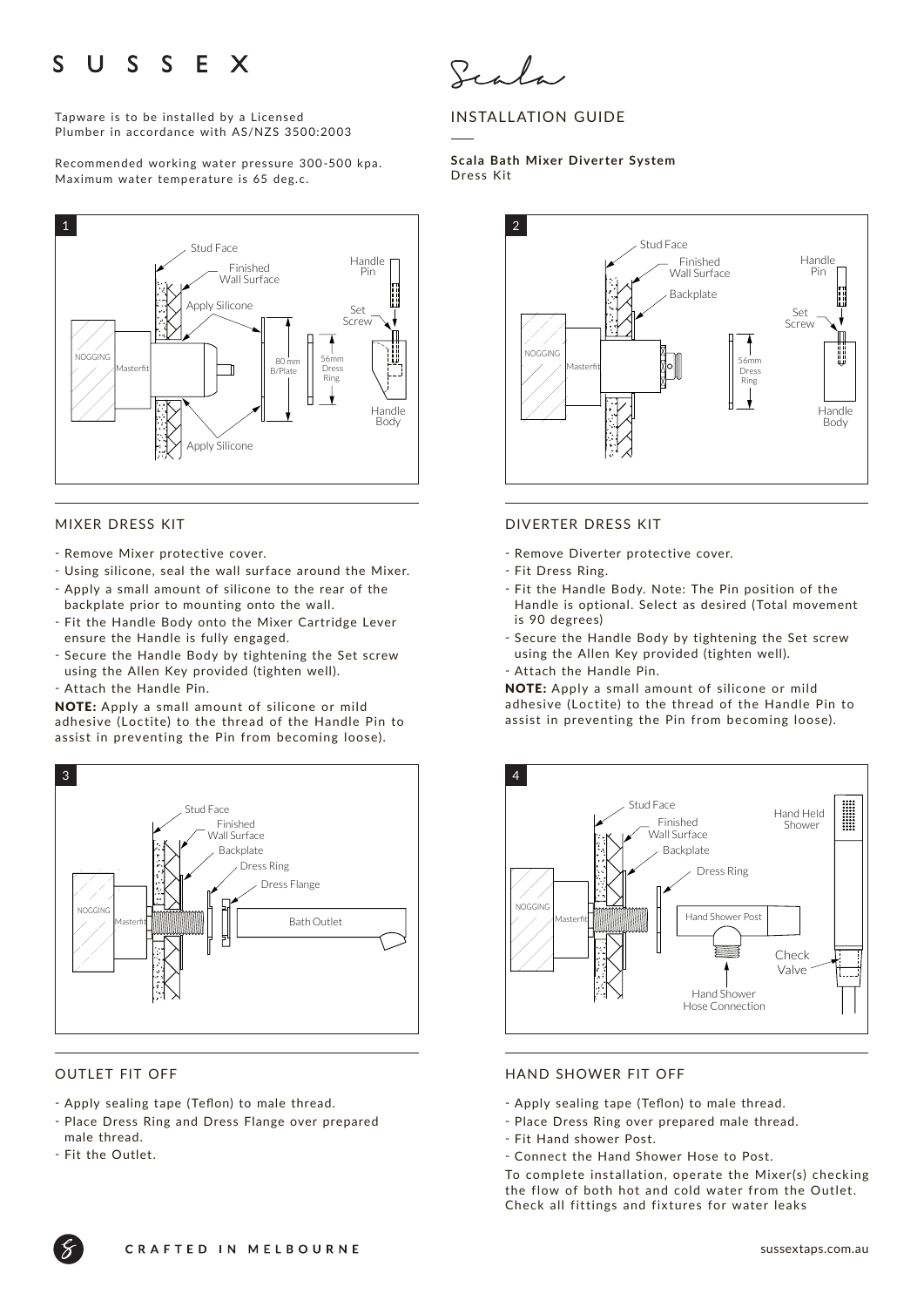# SUSSEX

Scala

Tapware is to be installed by a Licensed Plumber in accordance with AS/NZS 3500:2003

Recommended working water pressure 300-500 kpa. Maximum water temperature is 65 deg.c.

## INSTALLATION GUIDE

**Scala Bath Mixer Diverter System**
Dress Kit

1

Stud Face
Finished Wall Surface
Apply Silicone
NOGGING
Masterfit
80 mm B/Plate
56mm Dress Ring
Handle Pin
Set Screw
Handle Body
Apply Silicone

2

Stud Face
Finished Wall Surface
Backplate
NOGGING
Masterfit
56mm Dress Ring
Handle Pin
Set Screw
Handle Body

### MIXER DRESS KIT

- Remove Mixer protective cover.
- Using silicone, seal the wall surface around the Mixer.
- Apply a small amount of silicone to the rear of the backplate prior to mounting onto the wall.
- Fit the Handle Body onto the Mixer Cartridge Lever ensure the Handle is fully engaged.
- Secure the Handle Body by tightening the Set screw using the Allen Key provided (tighten well).
- Attach the Handle Pin.

**NOTE:** Apply a small amount of silicone or mild adhesive (Loctite) to the thread of the Handle Pin to assist in preventing the Pin from becoming loose).

### DIVERTER DRESS KIT

- Remove Diverter protective cover.
- Fit Dress Ring.
- Fit the Handle Body. Note: The Pin position of the Handle is optional. Select as desired (Total movement is 90 degrees)
- Secure the Handle Body by tightening the Set screw using the Allen Key provided (tighten well).
- Attach the Handle Pin.

**NOTE:** Apply a small amount of silicone or mild adhesive (Loctite) to the thread of the Handle Pin to assist in preventing the Pin from becoming loose).

3

Stud Face
Finished Wall Surface
Backplate
Dress Ring
Dress Flange
NOGGING
Masterfit
Bath Outlet

4

Stud Face
Finished Wall Surface
Backplate
Dress Ring
NOGGING
Masterfit
Hand Shower Post
Hand Held Shower
Check Valve
Hand Shower Hose Connection

### OUTLET FIT OFF

- Apply sealing tape (Teflon) to male thread.
- Place Dress Ring and Dress Flange over prepared male thread.
- Fit the Outlet.

### HAND SHOWER FIT OFF

- Apply sealing tape (Teflon) to male thread.
- Place Dress Ring over prepared male thread.
- Fit Hand shower Post.
- Connect the Hand Shower Hose to Post.

To complete installation, operate the Mixer(s) checking the flow of both hot and cold water from the Outlet. Check all fittings and fixtures for water leaks

CRAFTED IN MELBOURNE

sussextaps.com.au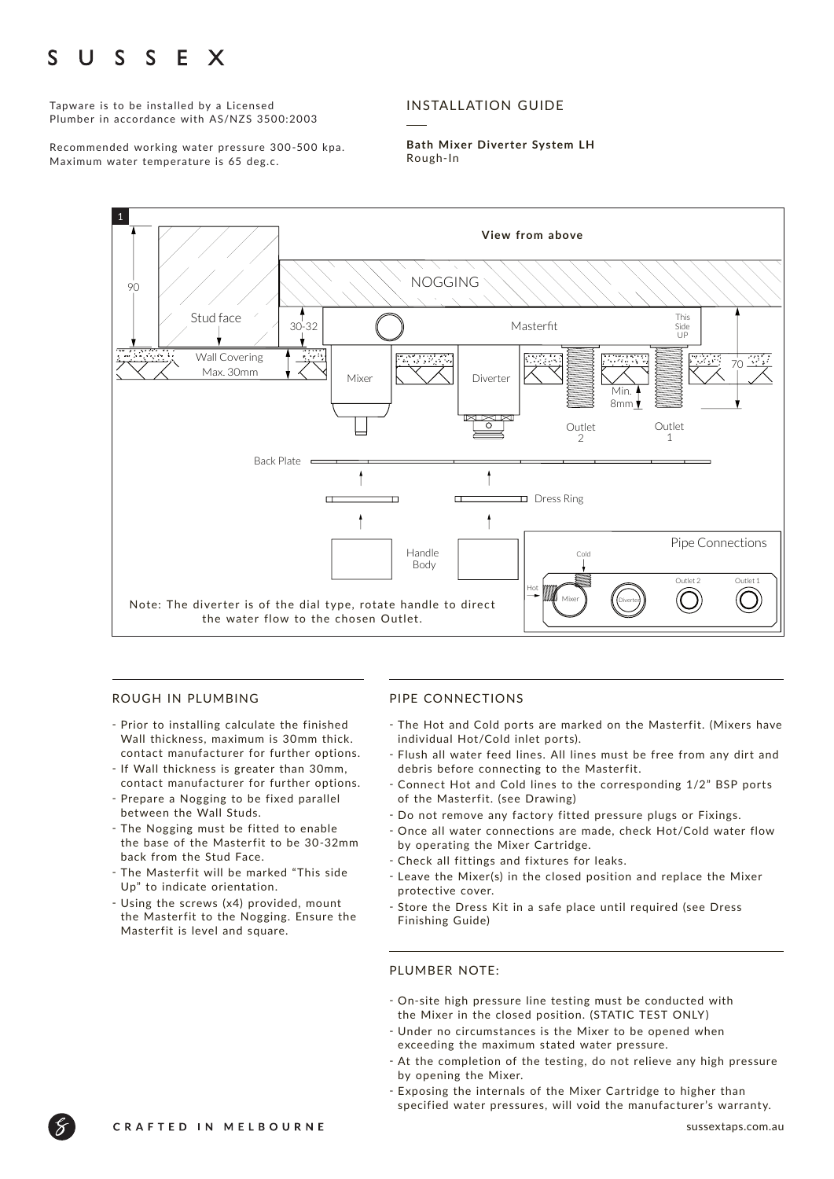# SUSSEX

Tapware is to be installed by a Licensed Plumber in accordance with AS/NZS 3500:2003

Recommended working water pressure 300-500 kpa. Maximum water temperature is 65 deg.c.

## INSTALLATION GUIDE

**Bath Mixer Diverter System LH**
Rough-In

1

**View from above**

NOGGING

90

Stud face

30-32

Masterfit

This Side UP

Wall Covering Max. 30mm

Mixer

Diverter

70

Min. 8mm

Outlet 2

Outlet 1

Back Plate

Dress Ring

Handle Body

Pipe Connections

Cold

Hot

Mixer

Diverter

Outlet 2

Outlet 1

Note: The diverter is of the dial type, rotate handle to direct the water flow to the chosen Outlet.

### ROUGH IN PLUMBING

- Prior to installing calculate the finished Wall thickness, maximum is 30mm thick. contact manufacturer for further options.
- If Wall thickness is greater than 30mm, contact manufacturer for further options.
- Prepare a Nogging to be fixed parallel between the Wall Studs.
- The Nogging must be fitted to enable the base of the Masterfit to be 30-32mm back from the Stud Face.
- The Masterfit will be marked “This side Up” to indicate orientation.
- Using the screws (x4) provided, mount the Masterfit to the Nogging. Ensure the Masterfit is level and square.

### PIPE CONNECTIONS

- The Hot and Cold ports are marked on the Masterfit. (Mixers have individual Hot/Cold inlet ports).
- Flush all water feed lines. All lines must be free from any dirt and debris before connecting to the Masterfit.
- Connect Hot and Cold lines to the corresponding 1/2” BSP ports of the Masterfit. (see Drawing)
- Do not remove any factory fitted pressure plugs or Fixings.
- Once all water connections are made, check Hot/Cold water flow by operating the Mixer Cartridge.
- Check all fittings and fixtures for leaks.
- Leave the Mixer(s) in the closed position and replace the Mixer protective cover.
- Store the Dress Kit in a safe place until required (see Dress Finishing Guide)

### PLUMBER NOTE:

- On-site high pressure line testing must be conducted with the Mixer in the closed position. (STATIC TEST ONLY)
- Under no circumstances is the Mixer to be opened when exceeding the maximum stated water pressure.
- At the completion of the testing, do not relieve any high pressure by opening the Mixer.
- Exposing the internals of the Mixer Cartridge to higher than specified water pressures, will void the manufacturer’s warranty.

CRAFTED IN MELBOURNE

sussextaps.com.au